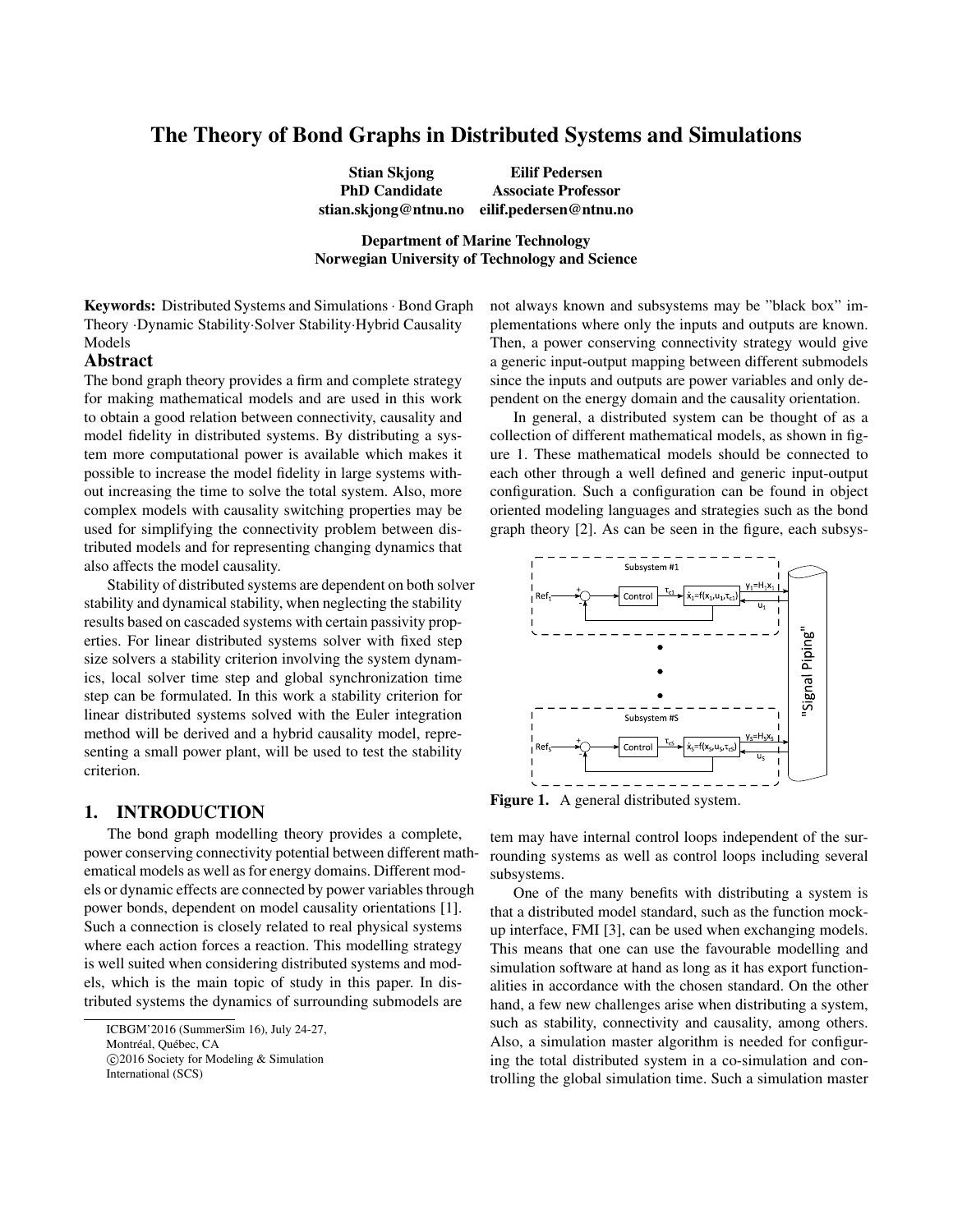# The Theory of Bond Graphs in Distributed Systems and Simulations

**Stian Skjong**
**PhD Candidate**
**stian.skjong@ntnu.no**

**Eilif Pedersen**
**Associate Professor**
**eilif.pedersen@ntnu.no**

**Department of Marine Technology**
**Norwegian University of Technology and Science**

**Keywords:** Distributed Systems and Simulations · Bond Graph Theory ·Dynamic Stability·Solver Stability·Hybrid Causality Models

## Abstract

The bond graph theory provides a firm and complete strategy for making mathematical models and are used in this work to obtain a good relation between connectivity, causality and model fidelity in distributed systems. By distributing a system more computational power is available which makes it possible to increase the model fidelity in large systems without increasing the time to solve the total system. Also, more complex models with causality switching properties may be used for simplifying the connectivity problem between distributed models and for representing changing dynamics that also affects the model causality.

Stability of distributed systems are dependent on both solver stability and dynamical stability, when neglecting the stability results based on cascaded systems with certain passivity properties. For linear distributed systems solver with fixed step size solvers a stability criterion involving the system dynamics, local solver time step and global synchronization time step can be formulated. In this work a stability criterion for linear distributed systems solved with the Euler integration method will be derived and a hybrid causality model, representing a small power plant, will be used to test the stability criterion.

## 1. INTRODUCTION

The bond graph modelling theory provides a complete, power conserving connectivity potential between different mathematical models as well as for energy domains. Different models or dynamic effects are connected by power variables through power bonds, dependent on model causality orientations [1]. Such a connection is closely related to real physical systems where each action forces a reaction. This modelling strategy is well suited when considering distributed systems and models, which is the main topic of study in this paper. In distributed systems the dynamics of surrounding submodels are not always known and subsystems may be "black box" implementations where only the inputs and outputs are known. Then, a power conserving connectivity strategy would give a generic input-output mapping between different submodels since the inputs and outputs are power variables and only dependent on the energy domain and the causality orientation.

In general, a distributed system can be thought of as a collection of different mathematical models, as shown in figure 1. These mathematical models should be connected to each other through a well defined and generic input-output configuration. Such a configuration can be found in object oriented modeling languages and strategies such as the bond graph theory [2]. As can be seen in the figure, each subsystem may have internal control loops independent of the surrounding systems as well as control loops including several subsystems.

Subsystem #1
$Ref_1$
Control
$\tau_{c1}$
$\dot{x}_1=f(x_1,u_1,\tau_{c1})$
$y_1=H_1x_1$
$u_1$
Subsystem #S
$Ref_S$
Control
$\tau_{cS}$
$\dot{x}_S=f(x_S,u_S,\tau_{cS})$
$y_S=H_Sx_S$
$u_S$
"Signal Piping"

**Figure 1.** A general distributed system.

One of the many benefits with distributing a system is that a distributed model standard, such as the function mock-up interface, FMI [3], can be used when exchanging models. This means that one can use the favourable modelling and simulation software at hand as long as it has export functionalities in accordance with the chosen standard. On the other hand, a few new challenges arise when distributing a system, such as stability, connectivity and causality, among others. Also, a simulation master algorithm is needed for configuring the total distributed system in a co-simulation and controlling the global simulation time. Such a simulation master

ICBGM'2016 (SummerSim 16), July 24-27, Montréal, Québec, CA
©2016 Society for Modeling & Simulation International (SCS)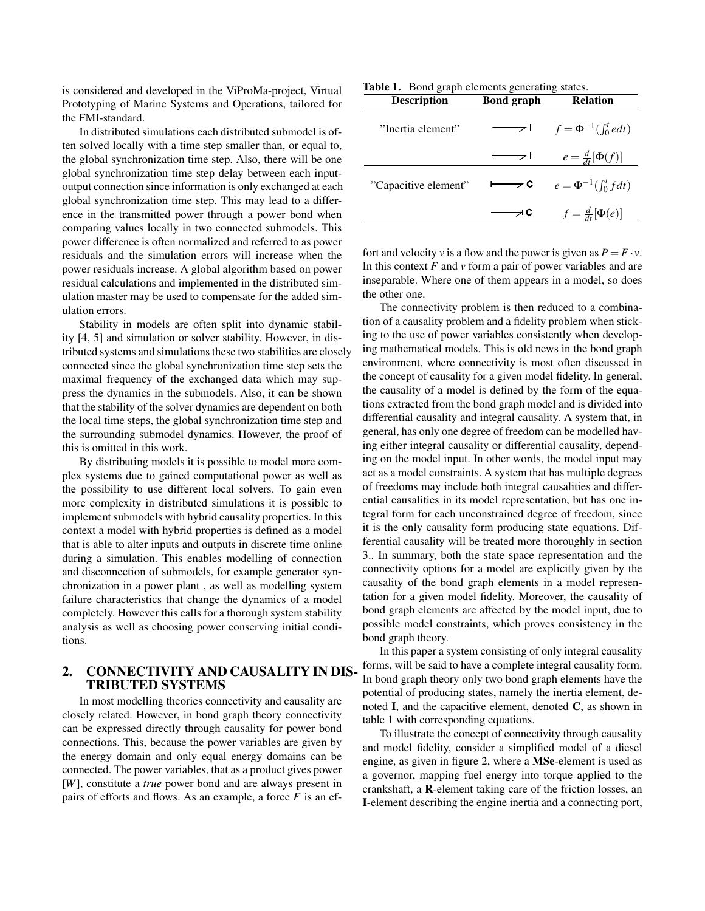is considered and developed in the ViProMa-project, Virtual Prototyping of Marine Systems and Operations, tailored for the FMI-standard.

In distributed simulations each distributed submodel is often solved locally with a time step smaller than, or equal to, the global synchronization time step. Also, there will be one global synchronization time step delay between each input-output connection since information is only exchanged at each global synchronization time step. This may lead to a difference in the transmitted power through a power bond when comparing values locally in two connected submodels. This power difference is often normalized and referred to as power residuals and the simulation errors will increase when the power residuals increase. A global algorithm based on power residual calculations and implemented in the distributed simulation master may be used to compensate for the added simulation errors.

Stability in models are often split into dynamic stability [4, 5] and simulation or solver stability. However, in distributed systems and simulations these two stabilities are closely connected since the global synchronization time step sets the maximal frequency of the exchanged data which may suppress the dynamics in the submodels. Also, it can be shown that the stability of the solver dynamics are dependent on both the local time steps, the global synchronization time step and the surrounding submodel dynamics. However, the proof of this is omitted in this work.

By distributing models it is possible to model more complex systems due to gained computational power as well as the possibility to use different local solvers. To gain even more complexity in distributed simulations it is possible to implement submodels with hybrid causality properties. In this context a model with hybrid properties is defined as a model that is able to alter inputs and outputs in discrete time online during a simulation. This enables modelling of connection and disconnection of submodels, for example generator synchronization in a power plant , as well as modelling system failure characteristics that change the dynamics of a model completely. However this calls for a thorough system stability analysis as well as choosing power conserving initial conditions.

## 2. CONNECTIVITY AND CAUSALITY IN DISTRIBUTED SYSTEMS

In most modelling theories connectivity and causality are closely related. However, in bond graph theory connectivity can be expressed directly through causality for power bond connections. This, because the power variables are given by the energy domain and only equal energy domains can be connected. The power variables, that as a product gives power $[W]$, constitute a *true* power bond and are always present in pairs of efforts and flows. As an example, a force $F$ is an effort and velocity $v$ is a flow and the power is given as $P = F \cdot v$. In this context $F$ and $v$ form a pair of power variables and are inseparable. Where one of them appears in a model, so does the other one.

**Table 1.** Bond graph elements generating states.

| Description | Bond graph | Relation |
|---|---|---|
| "Inertia element" | $\rightharpoondown\!\vert$ **I** | $f = \Phi^{-1}(\int_0^t e dt)$ |
| | $\vert\!\rightharpoondown$ **I** | $e = \frac{d}{dt}[\Phi(f)]$ |
| "Capacitive element" | $\vert\!\rightharpoondown$ **C** | $e = \Phi^{-1}(\int_0^t f dt)$ |
| | $\rightharpoondown\!\vert$ **C** | $f = \frac{d}{dt}[\Phi(e)]$ |

The connectivity problem is then reduced to a combination of a causality problem and a fidelity problem when sticking to the use of power variables consistently when developing mathematical models. This is old news in the bond graph environment, where connectivity is most often discussed in the concept of causality for a given model fidelity. In general, the causality of a model is defined by the form of the equations extracted from the bond graph model and is divided into differential causality and integral causality. A system that, in general, has only one degree of freedom can be modelled having either integral causality or differential causality, depending on the model input. In other words, the model input may act as a model constraints. A system that has multiple degrees of freedoms may include both integral causalities and differential causalities in its model representation, but has one integral form for each unconstrained degree of freedom, since it is the only causality form producing state equations. Differential causality will be treated more thoroughly in section 3.. In summary, both the state space representation and the connectivity options for a model are explicitly given by the causality of the bond graph elements in a model representation for a given model fidelity. Moreover, the causality of bond graph elements are affected by the model input, due to possible model constraints, which proves consistency in the bond graph theory.

In this paper a system consisting of only integral causality forms, will be said to have a complete integral causality form. In bond graph theory only two bond graph elements have the potential of producing states, namely the inertia element, denoted **I**, and the capacitive element, denoted **C**, as shown in table 1 with corresponding equations.

To illustrate the concept of connectivity through causality and model fidelity, consider a simplified model of a diesel engine, as given in figure 2, where a **MSe**-element is used as a governor, mapping fuel energy into torque applied to the crankshaft, a **R**-element taking care of the friction losses, an **I**-element describing the engine inertia and a connecting port,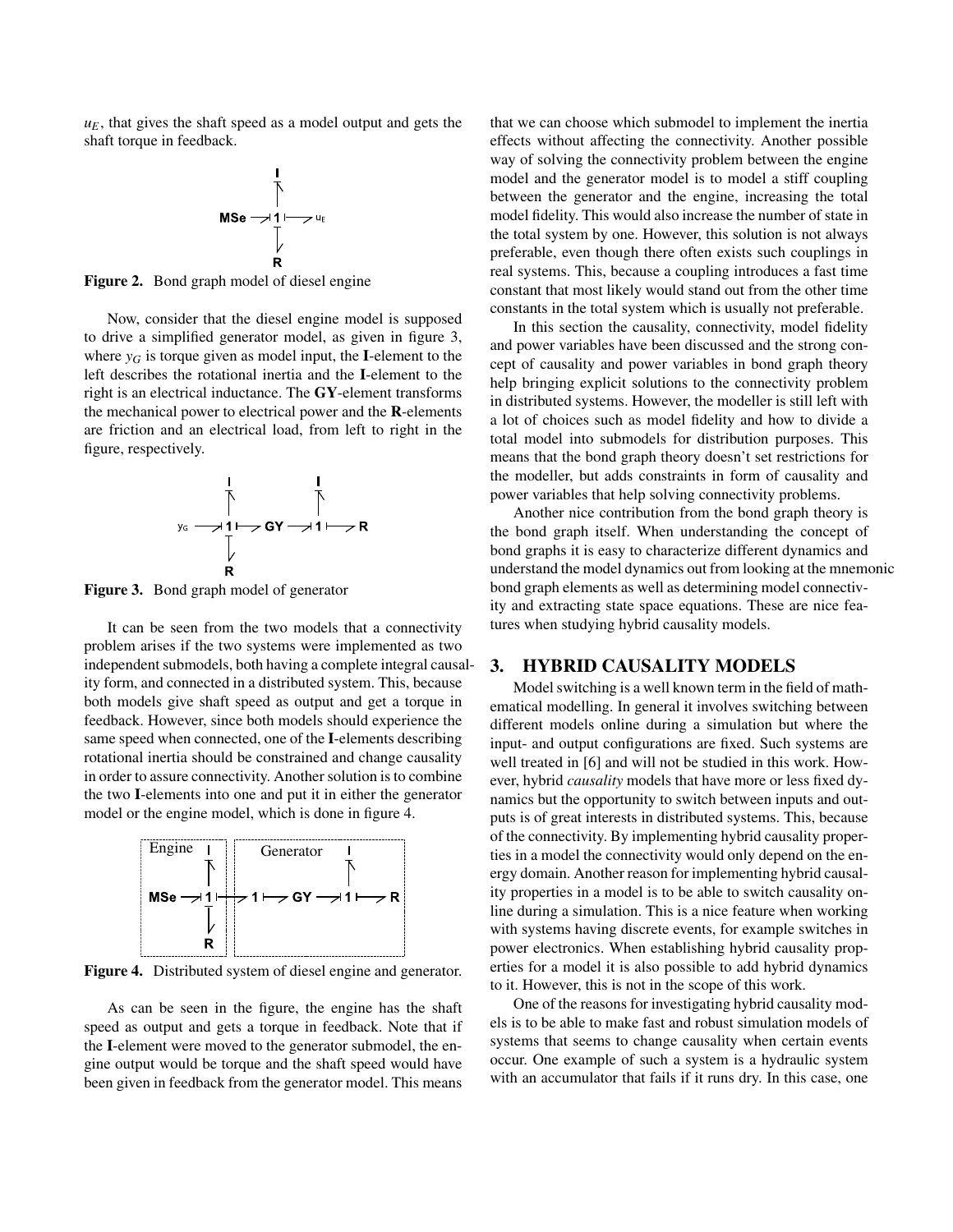$u_E$, that gives the shaft speed as a model output and gets the shaft torque in feedback.

I

MSe 1 $u_E$

R

**Figure 2.** Bond graph model of diesel engine

Now, consider that the diesel engine model is supposed to drive a simplified generator model, as given in figure 3, where $y_G$ is torque given as model input, the **I**-element to the left describes the rotational inertia and the **I**-element to the right is an electrical inductance. The **GY**-element transforms the mechanical power to electrical power and the **R**-elements are friction and an electrical load, from left to right in the figure, respectively.

I I

$y_G$ 1 GY 1 R

R

**Figure 3.** Bond graph model of generator

It can be seen from the two models that a connectivity problem arises if the two systems were implemented as two independent submodels, both having a complete integral causality form, and connected in a distributed system. This, because both models give shaft speed as output and get a torque in feedback. However, since both models should experience the same speed when connected, one of the **I**-elements describing rotational inertia should be constrained and change causality in order to assure connectivity. Another solution is to combine the two **I**-elements into one and put it in either the generator model or the engine model, which is done in figure 4.

Engine I

Generator I

MSe 1 1 GY 1 R

R

**Figure 4.** Distributed system of diesel engine and generator.

As can be seen in the figure, the engine has the shaft speed as output and gets a torque in feedback. Note that if the **I**-element were moved to the generator submodel, the engine output would be torque and the shaft speed would have been given in feedback from the generator model. This means that we can choose which submodel to implement the inertia effects without affecting the connectivity. Another possible way of solving the connectivity problem between the engine model and the generator model is to model a stiff coupling between the generator and the engine, increasing the total model fidelity. This would also increase the number of state in the total system by one. However, this solution is not always preferable, even though there often exists such couplings in real systems. This, because a coupling introduces a fast time constant that most likely would stand out from the other time constants in the total system which is usually not preferable.

In this section the causality, connectivity, model fidelity and power variables have been discussed and the strong concept of causality and power variables in bond graph theory help bringing explicit solutions to the connectivity problem in distributed systems. However, the modeller is still left with a lot of choices such as model fidelity and how to divide a total model into submodels for distribution purposes. This means that the bond graph theory doesn't set restrictions for the modeller, but adds constraints in form of causality and power variables that help solving connectivity problems.

Another nice contribution from the bond graph theory is the bond graph itself. When understanding the concept of bond graphs it is easy to characterize different dynamics and understand the model dynamics out from looking at the mnemonic bond graph elements as well as determining model connectivity and extracting state space equations. These are nice features when studying hybrid causality models.

## 3. HYBRID CAUSALITY MODELS

Model switching is a well known term in the field of mathematical modelling. In general it involves switching between different models online during a simulation but where the input- and output configurations are fixed. Such systems are well treated in [6] and will not be studied in this work. However, hybrid *causality* models that have more or less fixed dynamics but the opportunity to switch between inputs and outputs is of great interests in distributed systems. This, because of the connectivity. By implementing hybrid causality properties in a model the connectivity would only depend on the energy domain. Another reason for implementing hybrid causality properties in a model is to be able to switch causality online during a simulation. This is a nice feature when working with systems having discrete events, for example switches in power electronics. When establishing hybrid causality properties for a model it is also possible to add hybrid dynamics to it. However, this is not in the scope of this work.

One of the reasons for investigating hybrid causality models is to be able to make fast and robust simulation models of systems that seems to change causality when certain events occur. One example of such a system is a hydraulic system with an accumulator that fails if it runs dry. In this case, one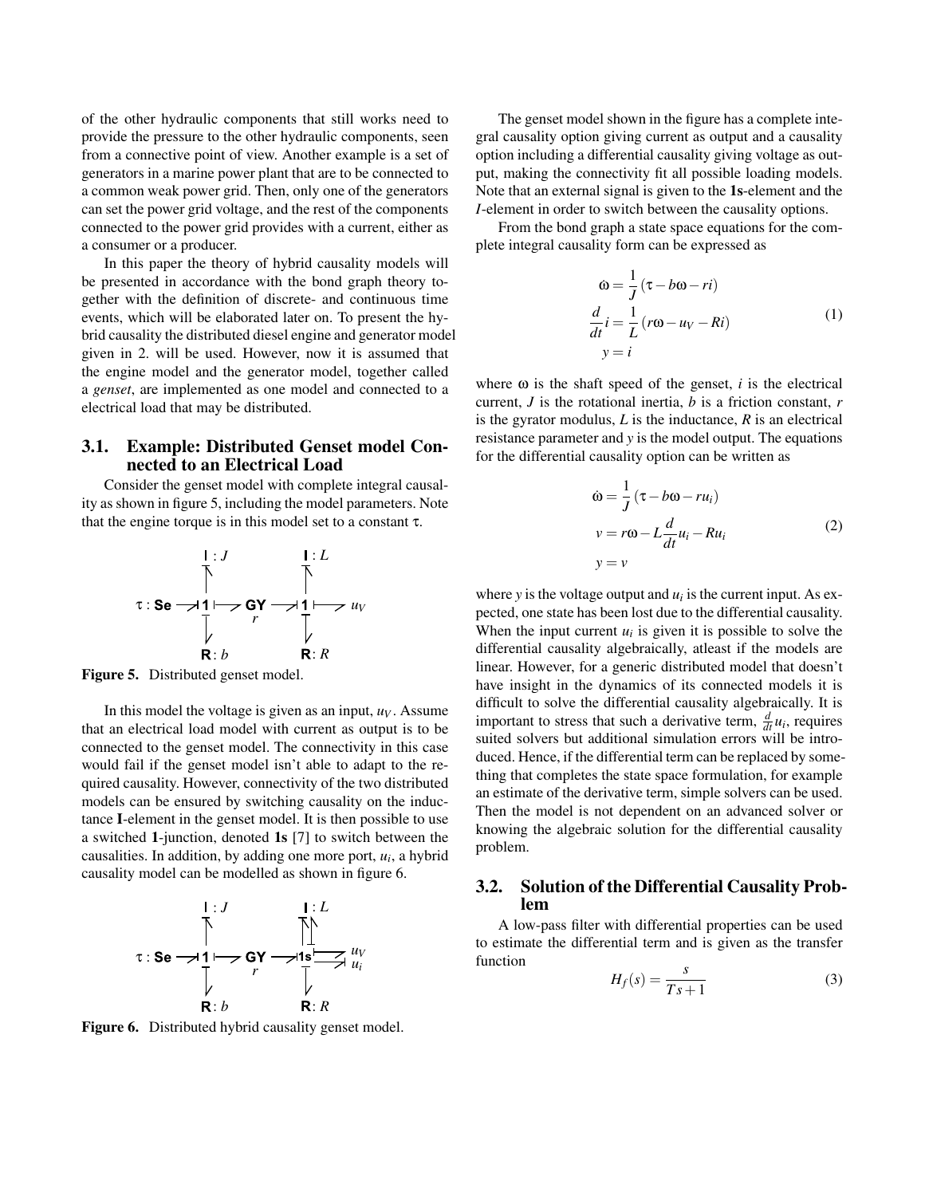of the other hydraulic components that still works need to provide the pressure to the other hydraulic components, seen from a connective point of view. Another example is a set of generators in a marine power plant that are to be connected to a common weak power grid. Then, only one of the generators can set the power grid voltage, and the rest of the components connected to the power grid provides with a current, either as a consumer or a producer.

In this paper the theory of hybrid causality models will be presented in accordance with the bond graph theory together with the definition of discrete- and continuous time events, which will be elaborated later on. To present the hybrid causality the distributed diesel engine and generator model given in 2. will be used. However, now it is assumed that the engine model and the generator model, together called a *genset*, are implemented as one model and connected to a electrical load that may be distributed.

### 3.1. Example: Distributed Genset model Connected to an Electrical Load

Consider the genset model with complete integral causality as shown in figure 5, including the model parameters. Note that the engine torque is in this model set to a constant $\tau$.

I : J

I : L

τ : Se — 1 — GY — 1 — $u_V$

r

R: b

R: R

**Figure 5.** Distributed genset model.

In this model the voltage is given as an input, $u_V$. Assume that an electrical load model with current as output is to be connected to the genset model. The connectivity in this case would fail if the genset model isn't able to adapt to the required causality. However, connectivity of the two distributed models can be ensured by switching causality on the inductance **I**-element in the genset model. It is then possible to use a switched **1**-junction, denoted **1s** [7] to switch between the causalities. In addition, by adding one more port, $u_i$, a hybrid causality model can be modelled as shown in figure 6.

I : J

I : L

τ : Se — 1 — GY — 1s — $u_V$, $u_i$

r

R: b

R: R

**Figure 6.** Distributed hybrid causality genset model.

The genset model shown in the figure has a complete integral causality option giving current as output and a causality option including a differential causality giving voltage as output, making the connectivity fit all possible loading models. Note that an external signal is given to the **1s**-element and the *I*-element in order to switch between the causality options.

From the bond graph a state space equations for the complete integral causality form can be expressed as

$$
\begin{aligned}
\dot{\omega} &= \frac{1}{J}\left(\tau - b\omega - ri\right) \\
\frac{d}{dt}i &= \frac{1}{L}\left(r\omega - u_V - Ri\right) \\
y &= i
\end{aligned}
\tag{1}
$$

where $\omega$ is the shaft speed of the genset, $i$ is the electrical current, $J$ is the rotational inertia, $b$ is a friction constant, $r$ is the gyrator modulus, $L$ is the inductance, $R$ is an electrical resistance parameter and $y$ is the model output. The equations for the differential causality option can be written as

$$
\begin{aligned}
\dot{\omega} &= \frac{1}{J}\left(\tau - b\omega - ru_i\right) \\
v &= r\omega - L\frac{d}{dt}u_i - Ru_i \\
y &= v
\end{aligned}
\tag{2}
$$

where $y$ is the voltage output and $u_i$ is the current input. As expected, one state has been lost due to the differential causality. When the input current $u_i$ is given it is possible to solve the differential causality algebraically, atleast if the models are linear. However, for a generic distributed model that doesn't have insight in the dynamics of its connected models it is difficult to solve the differential causality algebraically. It is important to stress that such a derivative term, $\frac{d}{dt}u_i$, requires suited solvers but additional simulation errors will be introduced. Hence, if the differential term can be replaced by something that completes the state space formulation, for example an estimate of the derivative term, simple solvers can be used. Then the model is not dependent on an advanced solver or knowing the algebraic solution for the differential causality problem.

### 3.2. Solution of the Differential Causality Problem

A low-pass filter with differential properties can be used to estimate the differential term and is given as the transfer function

$$
H_f(s) = \frac{s}{Ts+1}
\tag{3}
$$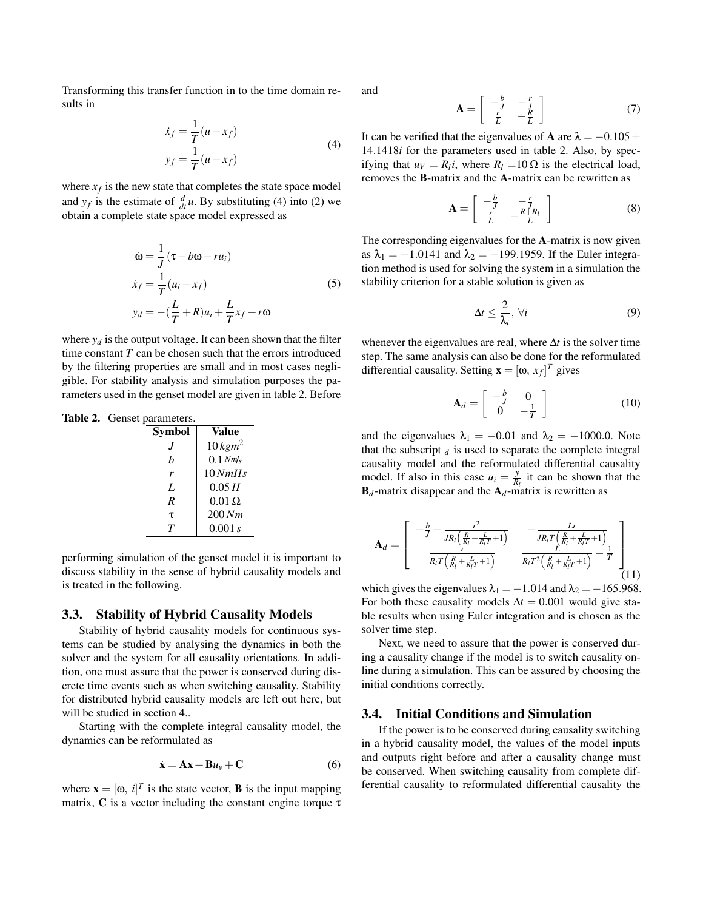Transforming this transfer function in to the time domain results in

$$
\begin{aligned}
\dot{x}_f &= \frac{1}{T}(u - x_f) \\
y_f &= \frac{1}{T}(u - x_f)
\end{aligned}
\tag{4}
$$

where $x_f$ is the new state that completes the state space model and $y_f$ is the estimate of $\frac{d}{dt}u$. By substituting (4) into (2) we obtain a complete state space model expressed as

$$
\begin{aligned}
\dot{\omega} &= \frac{1}{J}(\tau - b\omega - ru_i) \\
\dot{x}_f &= \frac{1}{T}(u_i - x_f) \\
y_d &= -(\frac{L}{T} + R)u_i + \frac{L}{T}x_f + r\omega
\end{aligned}
\tag{5}
$$

where $y_d$ is the output voltage. It can been shown that the filter time constant $T$ can be chosen such that the errors introduced by the filtering properties are small and in most cases negligible. For stability analysis and simulation purposes the parameters used in the genset model are given in table 2. Before performing simulation of the genset model it is important to discuss stability in the sense of hybrid causality models and is treated in the following.

**Table 2.** Genset parameters.

| Symbol | Value |
|---|---|
| $J$ | $10\,kgm^2$ |
| $b$ | $0.1\,Nm/s$ |
| $r$ | $10\,NmHs$ |
| $L$ | $0.05\,H$ |
| $R$ | $0.01\,\Omega$ |
| $\tau$ | $200\,Nm$ |
| $T$ | $0.001\,s$ |

### 3.3. Stability of Hybrid Causality Models

Stability of hybrid causality models for continuous systems can be studied by analysing the dynamics in both the solver and the system for all causality orientations. In addition, one must assure that the power is conserved during discrete time events such as when switching causality. Stability for distributed hybrid causality models are left out here, but will be studied in section 4..

Starting with the complete integral causality model, the dynamics can be reformulated as

$$
\dot{\mathbf{x}} = \mathbf{A}\mathbf{x} + \mathbf{B}u_v + \mathbf{C}
\tag{6}
$$

where $\mathbf{x} = [\omega,\ i]^T$ is the state vector, $\mathbf{B}$ is the input mapping matrix, $\mathbf{C}$ is a vector including the constant engine torque $\tau$ and

$$
\mathbf{A} = \begin{bmatrix} -\frac{b}{J} & -\frac{r}{J} \\ \frac{r}{L} & -\frac{R}{L} \end{bmatrix}
\tag{7}
$$

It can be verified that the eigenvalues of $\mathbf{A}$ are $\lambda = -0.105 \pm 14.1418i$ for the parameters used in table 2. Also, by specifying that $u_V = R_l i$, where $R_l = 10\,\Omega$ is the electrical load, removes the $\mathbf{B}$-matrix and the $\mathbf{A}$-matrix can be rewritten as

$$
\mathbf{A} = \begin{bmatrix} -\frac{b}{J} & -\frac{r}{J} \\ \frac{r}{L} & -\frac{R+R_l}{L} \end{bmatrix}
\tag{8}
$$

The corresponding eigenvalues for the $\mathbf{A}$-matrix is now given as $\lambda_1 = -1.0141$ and $\lambda_2 = -199.1959$. If the Euler integration method is used for solving the system in a simulation the stability criterion for a stable solution is given as

$$
\Delta t \leq \frac{2}{\lambda_i},\ \forall i
\tag{9}
$$

whenever the eigenvalues are real, where $\Delta t$ is the solver time step. The same analysis can also be done for the reformulated differential causality. Setting $\mathbf{x} = [\omega,\ x_f]^T$ gives

$$
\mathbf{A}_d = \begin{bmatrix} -\frac{b}{J} & 0 \\ 0 & -\frac{1}{T} \end{bmatrix}
\tag{10}
$$

and the eigenvalues $\lambda_1 = -0.01$ and $\lambda_2 = -1000.0$. Note that the subscript $_d$ is used to separate the complete integral causality model and the reformulated differential causality model. If also in this case $u_i = \frac{y}{R_l}$ it can be shown that the $\mathbf{B}_d$-matrix disappear and the $\mathbf{A}_d$-matrix is rewritten as

$$
\mathbf{A}_d = \begin{bmatrix} -\frac{b}{J} - \frac{r^2}{JR_l\left(\frac{R}{R_l} + \frac{L}{R_l T} + 1\right)} & -\frac{Lr}{JR_l T\left(\frac{R}{R_l} + \frac{L}{R_l T} + 1\right)} \\ \frac{r}{R_l T\left(\frac{R}{R_l} + \frac{L}{R_l T} + 1\right)} & \frac{L}{R_l T^2\left(\frac{R}{R_l} + \frac{L}{R_l T} + 1\right)} - \frac{1}{T} \end{bmatrix}
\tag{11}
$$

which gives the eigenvalues $\lambda_1 = -1.014$ and $\lambda_2 = -165.968$. For both these causality models $\Delta t = 0.001$ would give stable results when using Euler integration and is chosen as the solver time step.

Next, we need to assure that the power is conserved during a causality change if the model is to switch causality online during a simulation. This can be assured by choosing the initial conditions correctly.

### 3.4. Initial Conditions and Simulation

If the power is to be conserved during causality switching in a hybrid causality model, the values of the model inputs and outputs right before and after a causality change must be conserved. When switching causality from complete differential causality to reformulated differential causality the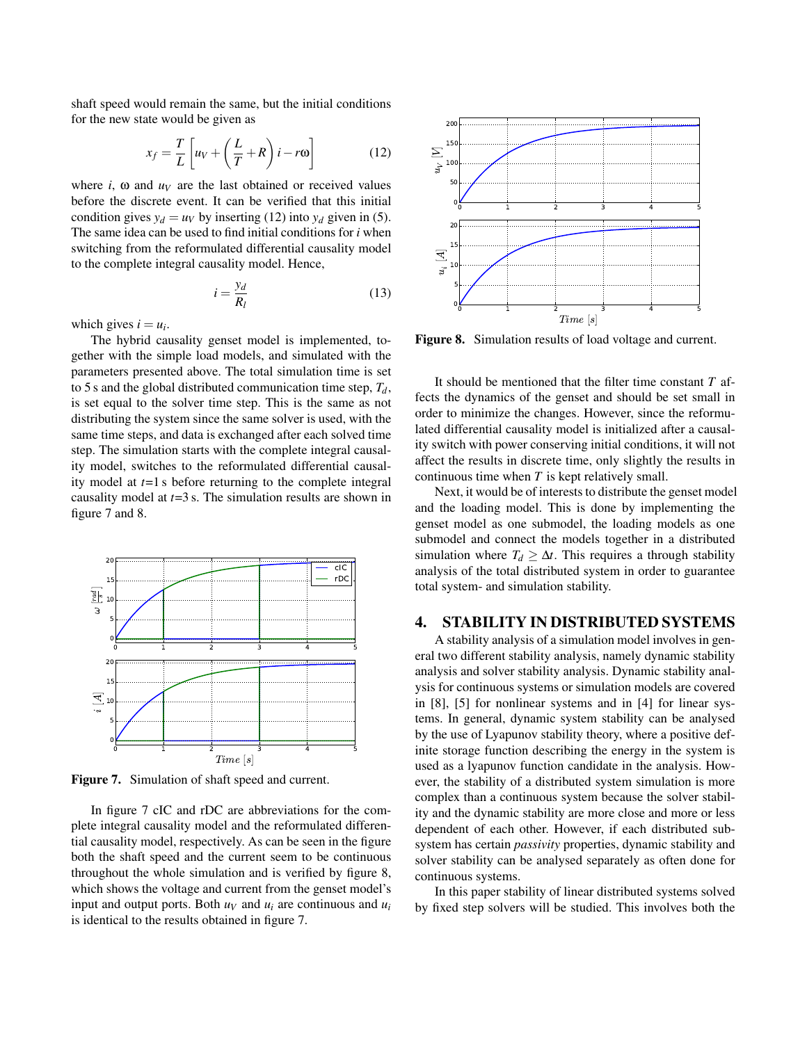shaft speed would remain the same, but the initial conditions for the new state would be given as

$$x_f = \frac{T}{L}\left[u_V + \left(\frac{L}{T} + R\right) i - r\omega\right] \tag{12}$$

where $i$, $\omega$ and $u_V$ are the last obtained or received values before the discrete event. It can be verified that this initial condition gives $y_d = u_V$ by inserting (12) into $y_d$ given in (5). The same idea can be used to find initial conditions for $i$ when switching from the reformulated differential causality model to the complete integral causality model. Hence,

$$i = \frac{y_d}{R_l} \tag{13}$$

which gives $i = u_i$.

The hybrid causality genset model is implemented, together with the simple load models, and simulated with the parameters presented above. The total simulation time is set to 5 s and the global distributed communication time step, $T_d$, is set equal to the solver time step. This is the same as not distributing the system since the same solver is used, with the same time steps, and data is exchanged after each solved time step. The simulation starts with the complete integral causality model, switches to the reformulated differential causality model at $t$=1 s before returning to the complete integral causality model at $t$=3 s. The simulation results are shown in figure 7 and 8.

cIC
rDC
$\omega$ $[\frac{rad}{s}]$
$i$ $[A]$
$Time$ $[s]$

**Figure 7.** Simulation of shaft speed and current.

In figure 7 cIC and rDC are abbreviations for the complete integral causality model and the reformulated differential causality model, respectively. As can be seen in the figure both the shaft speed and the current seem to be continuous throughout the whole simulation and is verified by figure 8, which shows the voltage and current from the genset model's input and output ports. Both $u_V$ and $u_i$ are continuous and $u_i$ is identical to the results obtained in figure 7.

$u_V$ $[V]$
$u_i$ $[A]$
$Time$ $[s]$

**Figure 8.** Simulation results of load voltage and current.

It should be mentioned that the filter time constant $T$ affects the dynamics of the genset and should be set small in order to minimize the changes. However, since the reformulated differential causality model is initialized after a causality switch with power conserving initial conditions, it will not affect the results in discrete time, only slightly the results in continuous time when $T$ is kept relatively small.

Next, it would be of interests to distribute the genset model and the loading model. This is done by implementing the genset model as one submodel, the loading models as one submodel and connect the models together in a distributed simulation where $T_d \geq \Delta t$. This requires a through stability analysis of the total distributed system in order to guarantee total system- and simulation stability.

## 4. STABILITY IN DISTRIBUTED SYSTEMS

A stability analysis of a simulation model involves in general two different stability analysis, namely dynamic stability analysis and solver stability analysis. Dynamic stability analysis for continuous systems or simulation models are covered in [8], [5] for nonlinear systems and in [4] for linear systems. In general, dynamic system stability can be analysed by the use of Lyapunov stability theory, where a positive definite storage function describing the energy in the system is used as a lyapunov function candidate in the analysis. However, the stability of a distributed system simulation is more complex than a continuous system because the solver stability and the dynamic stability are more close and more or less dependent of each other. However, if each distributed subsystem has certain *passivity* properties, dynamic stability and solver stability can be analysed separately as often done for continuous systems.

In this paper stability of linear distributed systems solved by fixed step solvers will be studied. This involves both the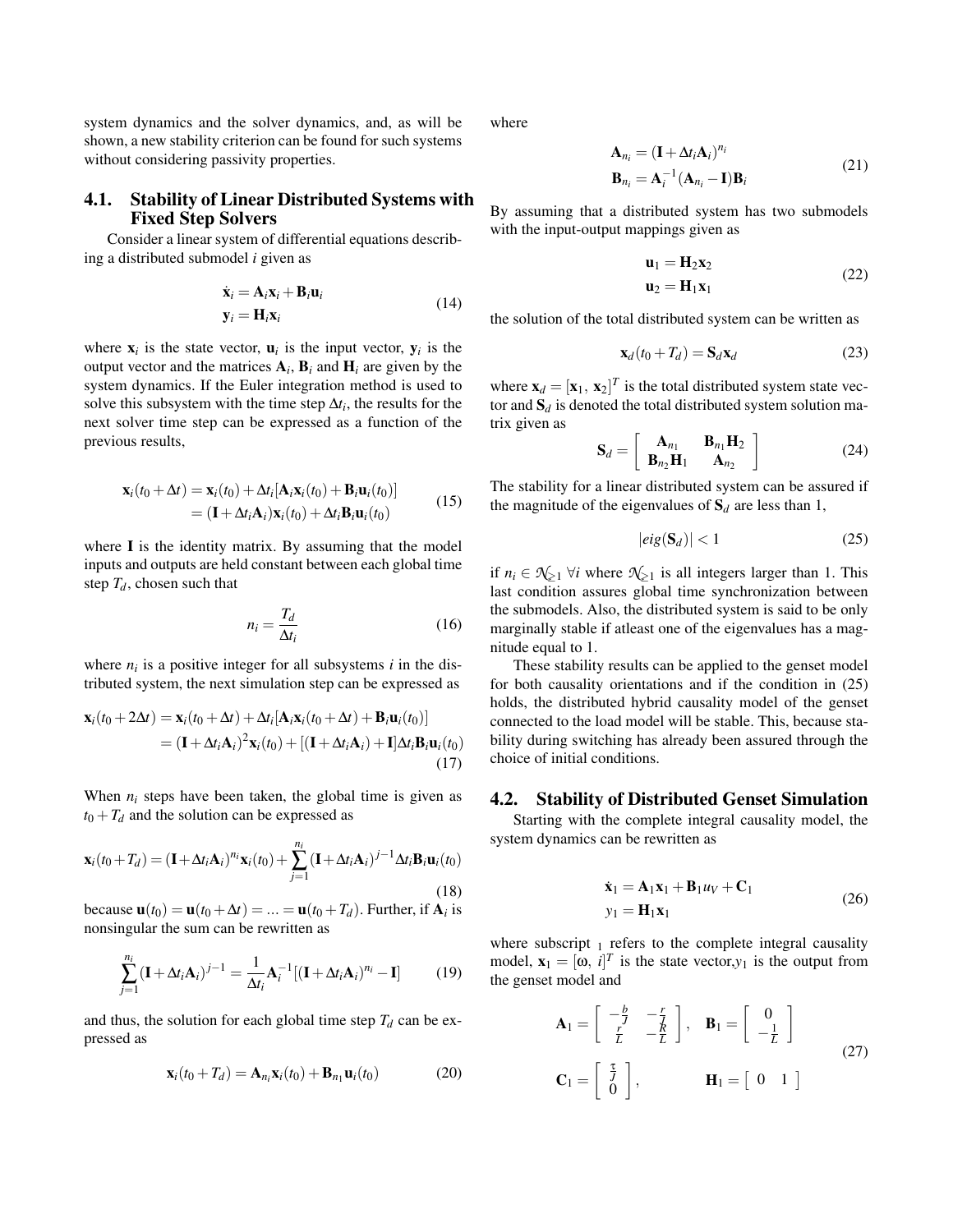system dynamics and the solver dynamics, and, as will be shown, a new stability criterion can be found for such systems without considering passivity properties.

### 4.1. Stability of Linear Distributed Systems with Fixed Step Solvers

Consider a linear system of differential equations describing a distributed submodel $i$ given as

$$
\begin{aligned}
\dot{\mathbf{x}}_i &= \mathbf{A}_i\mathbf{x}_i + \mathbf{B}_i\mathbf{u}_i \\
\mathbf{y}_i &= \mathbf{H}_i\mathbf{x}_i
\end{aligned}
\tag{14}
$$

where $\mathbf{x}_i$ is the state vector, $\mathbf{u}_i$ is the input vector, $\mathbf{y}_i$ is the output vector and the matrices $\mathbf{A}_i$, $\mathbf{B}_i$ and $\mathbf{H}_i$ are given by the system dynamics. If the Euler integration method is used to solve this subsystem with the time step $\Delta t_i$, the results for the next solver time step can be expressed as a function of the previous results,

$$
\begin{aligned}
\mathbf{x}_i(t_0+\Delta t) &= \mathbf{x}_i(t_0) + \Delta t_i[\mathbf{A}_i\mathbf{x}_i(t_0) + \mathbf{B}_i\mathbf{u}_i(t_0)] \\
&= (\mathbf{I} + \Delta t_i\mathbf{A}_i)\mathbf{x}_i(t_0) + \Delta t_i\mathbf{B}_i\mathbf{u}_i(t_0)
\end{aligned}
\tag{15}
$$

where $\mathbf{I}$ is the identity matrix. By assuming that the model inputs and outputs are held constant between each global time step $T_d$, chosen such that

$$
n_i = \frac{T_d}{\Delta t_i} \tag{16}
$$

where $n_i$ is a positive integer for all subsystems $i$ in the distributed system, the next simulation step can be expressed as

$$
\begin{aligned}
\mathbf{x}_i(t_0+2\Delta t) &= \mathbf{x}_i(t_0+\Delta t) + \Delta t_i[\mathbf{A}_i\mathbf{x}_i(t_0+\Delta t) + \mathbf{B}_i\mathbf{u}_i(t_0)] \\
&= (\mathbf{I} + \Delta t_i\mathbf{A}_i)^2\mathbf{x}_i(t_0) + [(\mathbf{I} + \Delta t_i\mathbf{A}_i) + \mathbf{I}]\Delta t_i\mathbf{B}_i\mathbf{u}_i(t_0)
\end{aligned}
\tag{17}
$$

When $n_i$ steps have been taken, the global time is given as $t_0 + T_d$ and the solution can be expressed as

$$
\mathbf{x}_i(t_0+T_d) = (\mathbf{I}+\Delta t_i\mathbf{A}_i)^{n_i}\mathbf{x}_i(t_0) + \sum_{j=1}^{n_i}(\mathbf{I}+\Delta t_i\mathbf{A}_i)^{j-1}\Delta t_i\mathbf{B}_i\mathbf{u}_i(t_0) \tag{18}
$$

because $\mathbf{u}(t_0) = \mathbf{u}(t_0+\Delta t) = ... = \mathbf{u}(t_0+T_d)$. Further, if $\mathbf{A}_i$ is nonsingular the sum can be rewritten as

$$
\sum_{j=1}^{n_i}(\mathbf{I}+\Delta t_i\mathbf{A}_i)^{j-1} = \frac{1}{\Delta t_i}\mathbf{A}_i^{-1}[(\mathbf{I}+\Delta t_i\mathbf{A}_i)^{n_i} - \mathbf{I}] \tag{19}
$$

and thus, the solution for each global time step $T_d$ can be expressed as

$$
\mathbf{x}_i(t_0+T_d) = \mathbf{A}_{n_i}\mathbf{x}_i(t_0) + \mathbf{B}_{n_1}\mathbf{u}_i(t_0) \tag{20}
$$

where

$$
\begin{aligned}
\mathbf{A}_{n_i} &= (\mathbf{I}+\Delta t_i\mathbf{A}_i)^{n_i} \\
\mathbf{B}_{n_i} &= \mathbf{A}_i^{-1}(\mathbf{A}_{n_i} - \mathbf{I})\mathbf{B}_i
\end{aligned}
\tag{21}
$$

By assuming that a distributed system has two submodels with the input-output mappings given as

$$
\begin{aligned}
\mathbf{u}_1 &= \mathbf{H}_2\mathbf{x}_2 \\
\mathbf{u}_2 &= \mathbf{H}_1\mathbf{x}_1
\end{aligned}
\tag{22}
$$

the solution of the total distributed system can be written as

$$
\mathbf{x}_d(t_0+T_d) = \mathbf{S}_d\mathbf{x}_d \tag{23}
$$

where $\mathbf{x}_d = [\mathbf{x}_1,\ \mathbf{x}_2]^T$ is the total distributed system state vector and $\mathbf{S}_d$ is denoted the total distributed system solution matrix given as

$$
\mathbf{S}_d = \begin{bmatrix} \mathbf{A}_{n_1} & \mathbf{B}_{n_1}\mathbf{H}_2 \\ \mathbf{B}_{n_2}\mathbf{H}_1 & \mathbf{A}_{n_2} \end{bmatrix} \tag{24}
$$

The stability for a linear distributed system can be assured if the magnitude of the eigenvalues of $\mathbf{S}_d$ are less than 1,

$$
|eig(\mathbf{S}_d)| < 1 \tag{25}
$$

if $n_i \in \mathcal{N}_{\geq 1}\ \forall i$ where $\mathcal{N}_{\geq 1}$ is all integers larger than 1. This last condition assures global time synchronization between the submodels. Also, the distributed system is said to be only marginally stable if atleast one of the eigenvalues has a magnitude equal to 1.

These stability results can be applied to the genset model for both causality orientations and if the condition in (25) holds, the distributed hybrid causality model of the genset connected to the load model will be stable. This, because stability during switching has already been assured through the choice of initial conditions.

### 4.2. Stability of Distributed Genset Simulation

Starting with the complete integral causality model, the system dynamics can be rewritten as

$$
\begin{aligned}
\dot{\mathbf{x}}_1 &= \mathbf{A}_1\mathbf{x}_1 + \mathbf{B}_1 u_V + \mathbf{C}_1 \\
y_1 &= \mathbf{H}_1\mathbf{x}_1
\end{aligned}
\tag{26}
$$

where subscript $_1$ refers to the complete integral causality model, $\mathbf{x}_1 = [\omega,\ i]^T$ is the state vector, $y_1$ is the output from the genset model and

$$
\begin{aligned}
\mathbf{A}_1 &= \begin{bmatrix} -\frac{b}{J} & -\frac{r}{J} \\ \frac{r}{L} & -\frac{R}{L} \end{bmatrix}, \quad \mathbf{B}_1 = \begin{bmatrix} 0 \\ -\frac{1}{L} \end{bmatrix} \\
\mathbf{C}_1 &= \begin{bmatrix} \frac{\tau}{J} \\ 0 \end{bmatrix}, \qquad\qquad \mathbf{H}_1 = \begin{bmatrix} 0 & 1 \end{bmatrix}
\end{aligned}
\tag{27}
$$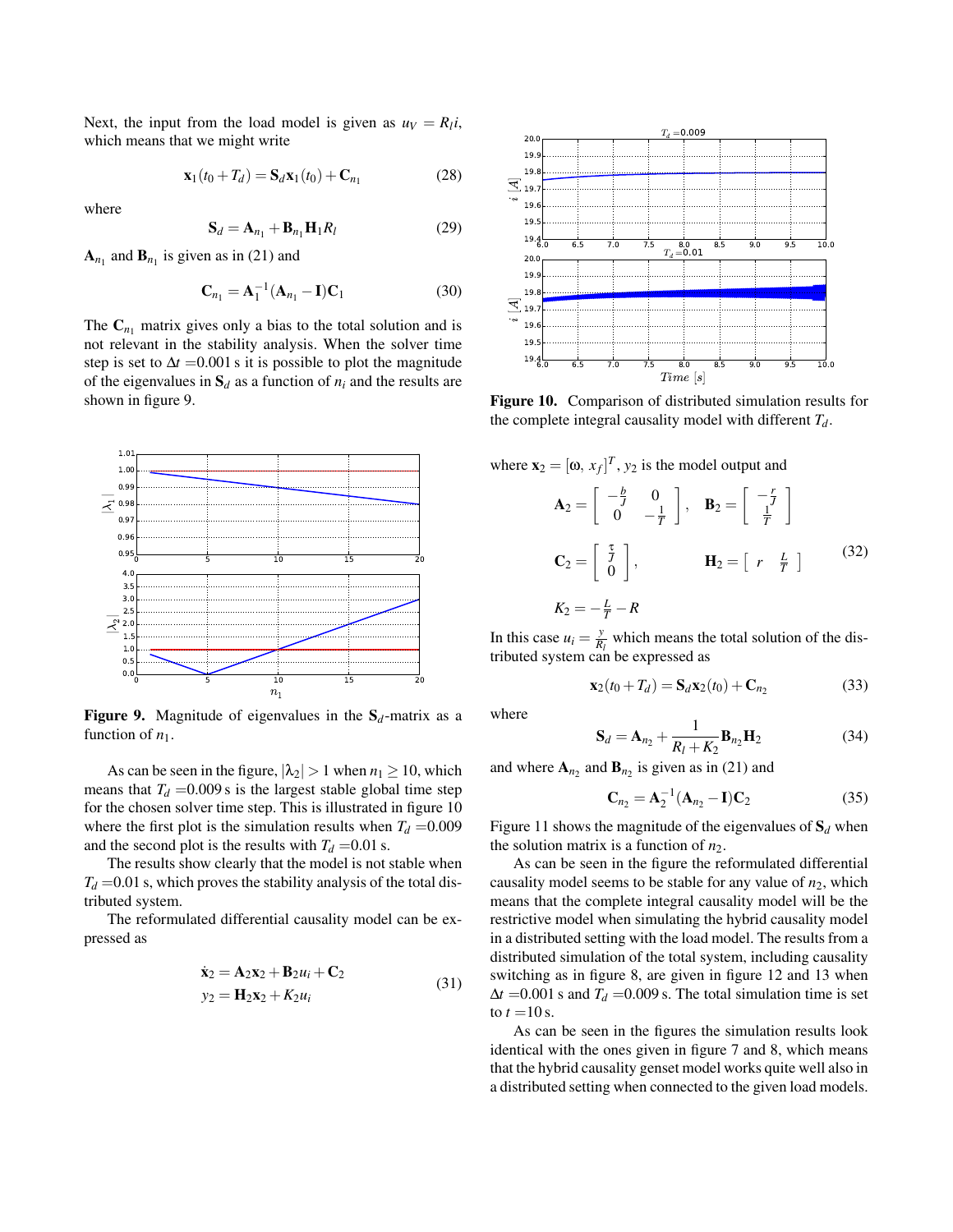Next, the input from the load model is given as $u_V = R_l i$, which means that we might write

$$\mathbf{x}_1(t_0 + T_d) = \mathbf{S}_d \mathbf{x}_1(t_0) + \mathbf{C}_{n_1} \tag{28}$$

where

$$\mathbf{S}_d = \mathbf{A}_{n_1} + \mathbf{B}_{n_1} \mathbf{H}_1 R_l \tag{29}$$

$\mathbf{A}_{n_1}$ and $\mathbf{B}_{n_1}$ is given as in (21) and

$$\mathbf{C}_{n_1} = \mathbf{A}_1^{-1}(\mathbf{A}_{n_1} - \mathbf{I})\mathbf{C}_1 \tag{30}$$

The $\mathbf{C}_{n_1}$ matrix gives only a bias to the total solution and is not relevant in the stability analysis. When the solver time step is set to $\Delta t = 0.001$ s it is possible to plot the magnitude of the eigenvalues in $\mathbf{S}_d$ as a function of $n_i$ and the results are shown in figure 9.

$|\lambda_1|$
1.01
1.00
0.99
0.98
0.97
0.96
0.95
0 5 10 15 20

$|\lambda_2|$
4.0
3.5
3.0
2.5
2.0
1.5
1.0
0.5
0.0
0 5 10 15 20
$n_1$

**Figure 9.** Magnitude of eigenvalues in the $\mathbf{S}_d$-matrix as a function of $n_1$.

As can be seen in the figure, $|\lambda_2| > 1$ when $n_1 \geq 10$, which means that $T_d = 0.009$ s is the largest stable global time step for the chosen solver time step. This is illustrated in figure 10 where the first plot is the simulation results when $T_d = 0.009$ and the second plot is the results with $T_d = 0.01$ s.

The results show clearly that the model is not stable when $T_d = 0.01$ s, which proves the stability analysis of the total distributed system.

The reformulated differential causality model can be expressed as

$$\begin{aligned} \dot{\mathbf{x}}_2 &= \mathbf{A}_2 \mathbf{x}_2 + \mathbf{B}_2 u_i + \mathbf{C}_2 \\ y_2 &= \mathbf{H}_2 \mathbf{x}_2 + K_2 u_i \end{aligned} \tag{31}$$

$T_d = 0.009$
20.0
19.9
19.8
19.7
19.6
19.5
19.4
$i$ [A]
6.0 6.5 7.0 7.5 8.0 8.5 9.0 9.5 10.0

$T_d = 0.01$
20.0
19.9
19.8
19.7
19.6
19.5
19.4
$i$ [A]
6.0 6.5 7.0 7.5 8.0 8.5 9.0 9.5 10.0
Time [s]

**Figure 10.** Comparison of distributed simulation results for the complete integral causality model with different $T_d$.

where $\mathbf{x}_2 = [\omega,\ x_f]^T$, $y_2$ is the model output and

$$\begin{aligned} \mathbf{A}_2 &= \begin{bmatrix} -\frac{b}{J} & 0 \\ 0 & -\frac{1}{T} \end{bmatrix}, \quad \mathbf{B}_2 = \begin{bmatrix} -\frac{r}{J} \\ \frac{1}{T} \end{bmatrix} \\ \mathbf{C}_2 &= \begin{bmatrix} \frac{\tau}{J} \\ 0 \end{bmatrix}, \qquad \mathbf{H}_2 = \begin{bmatrix} r & \frac{L}{T} \end{bmatrix} \\ K_2 &= -\frac{L}{T} - R \end{aligned} \tag{32}$$

In this case $u_i = \frac{y}{R_l}$ which means the total solution of the distributed system can be expressed as

$$\mathbf{x}_2(t_0 + T_d) = \mathbf{S}_d \mathbf{x}_2(t_0) + \mathbf{C}_{n_2} \tag{33}$$

where

$$\mathbf{S}_d = \mathbf{A}_{n_2} + \frac{1}{R_l + K_2} \mathbf{B}_{n_2} \mathbf{H}_2 \tag{34}$$

and where $\mathbf{A}_{n_2}$ and $\mathbf{B}_{n_2}$ is given as in (21) and

$$\mathbf{C}_{n_2} = \mathbf{A}_2^{-1}(\mathbf{A}_{n_2} - \mathbf{I})\mathbf{C}_2 \tag{35}$$

Figure 11 shows the magnitude of the eigenvalues of $\mathbf{S}_d$ when the solution matrix is a function of $n_2$.

As can be seen in the figure the reformulated differential causality model seems to be stable for any value of $n_2$, which means that the complete integral causality model will be the restrictive model when simulating the hybrid causality model in a distributed setting with the load model. The results from a distributed simulation of the total system, including causality switching as in figure 8, are given in figure 12 and 13 when $\Delta t = 0.001$ s and $T_d = 0.009$ s. The total simulation time is set to $t = 10$ s.

As can be seen in the figures the simulation results look identical with the ones given in figure 7 and 8, which means that the hybrid causality genset model works quite well also in a distributed setting when connected to the given load models.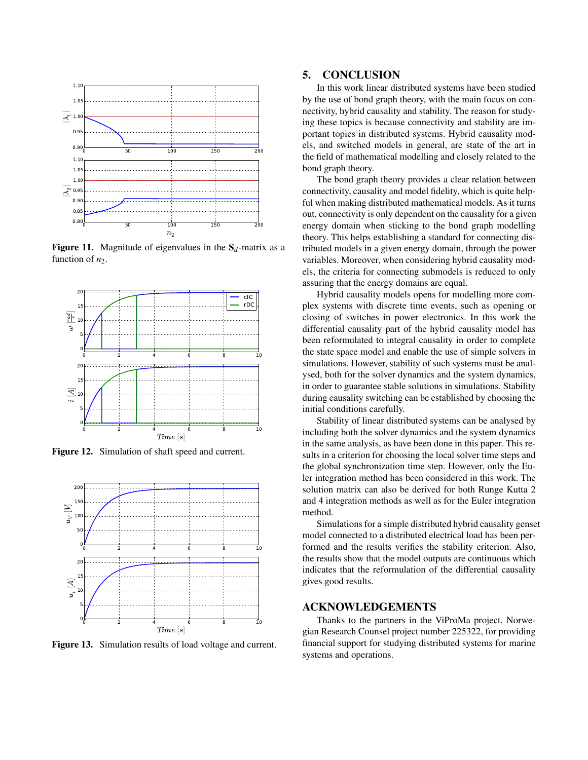1.10
1.05
$|\lambda_1|$ 1.00
0.95
0.90
0 50 100 150 200

1.10
1.05
1.00
$|\lambda_2|$ 0.95
0.90
0.85
0.80
0 50 100 150 200
$n_2$

**Figure 11.** Magnitude of eigenvalues in the $\mathbf{S}_d$-matrix as a function of $n_2$.

20
15
$\omega$ $[\frac{rad}{s}]$ 10
5
0
0 2 4 6 8 10
cIC
rDC

20
15
$i$ $[A]$ 10
5
0
0 2 4 6 8 10
$Time$ $[s]$

**Figure 12.** Simulation of shaft speed and current.

200
150
$u_V$ $[V]$ 100
50
0
0 2 4 6 8 10

20
15
$u_i$ $[A]$ 10
5
0
0 2 4 6 8 10
$Time$ $[s]$

**Figure 13.** Simulation results of load voltage and current.

## 5. CONCLUSION

In this work linear distributed systems have been studied by the use of bond graph theory, with the main focus on connectivity, hybrid causality and stability. The reason for studying these topics is because connectivity and stability are important topics in distributed systems. Hybrid causality models, and switched models in general, are state of the art in the field of mathematical modelling and closely related to the bond graph theory.

The bond graph theory provides a clear relation between connectivity, causality and model fidelity, which is quite helpful when making distributed mathematical models. As it turns out, connectivity is only dependent on the causality for a given energy domain when sticking to the bond graph modelling theory. This helps establishing a standard for connecting distributed models in a given energy domain, through the power variables. Moreover, when considering hybrid causality models, the criteria for connecting submodels is reduced to only assuring that the energy domains are equal.

Hybrid causality models opens for modelling more complex systems with discrete time events, such as opening or closing of switches in power electronics. In this work the differential causality part of the hybrid causality model has been reformulated to integral causality in order to complete the state space model and enable the use of simple solvers in simulations. However, stability of such systems must be analysed, both for the solver dynamics and the system dynamics, in order to guarantee stable solutions in simulations. Stability during causality switching can be established by choosing the initial conditions carefully.

Stability of linear distributed systems can be analysed by including both the solver dynamics and the system dynamics in the same analysis, as have been done in this paper. This results in a criterion for choosing the local solver time steps and the global synchronization time step. However, only the Euler integration method has been considered in this work. The solution matrix can also be derived for both Runge Kutta 2 and 4 integration methods as well as for the Euler integration method.

Simulations for a simple distributed hybrid causality genset model connected to a distributed electrical load has been performed and the results verifies the stability criterion. Also, the results show that the model outputs are continuous which indicates that the reformulation of the differential causality gives good results.

## ACKNOWLEDGEMENTS

Thanks to the partners in the ViProMa project, Norwegian Research Counsel project number 225322, for providing financial support for studying distributed systems for marine systems and operations.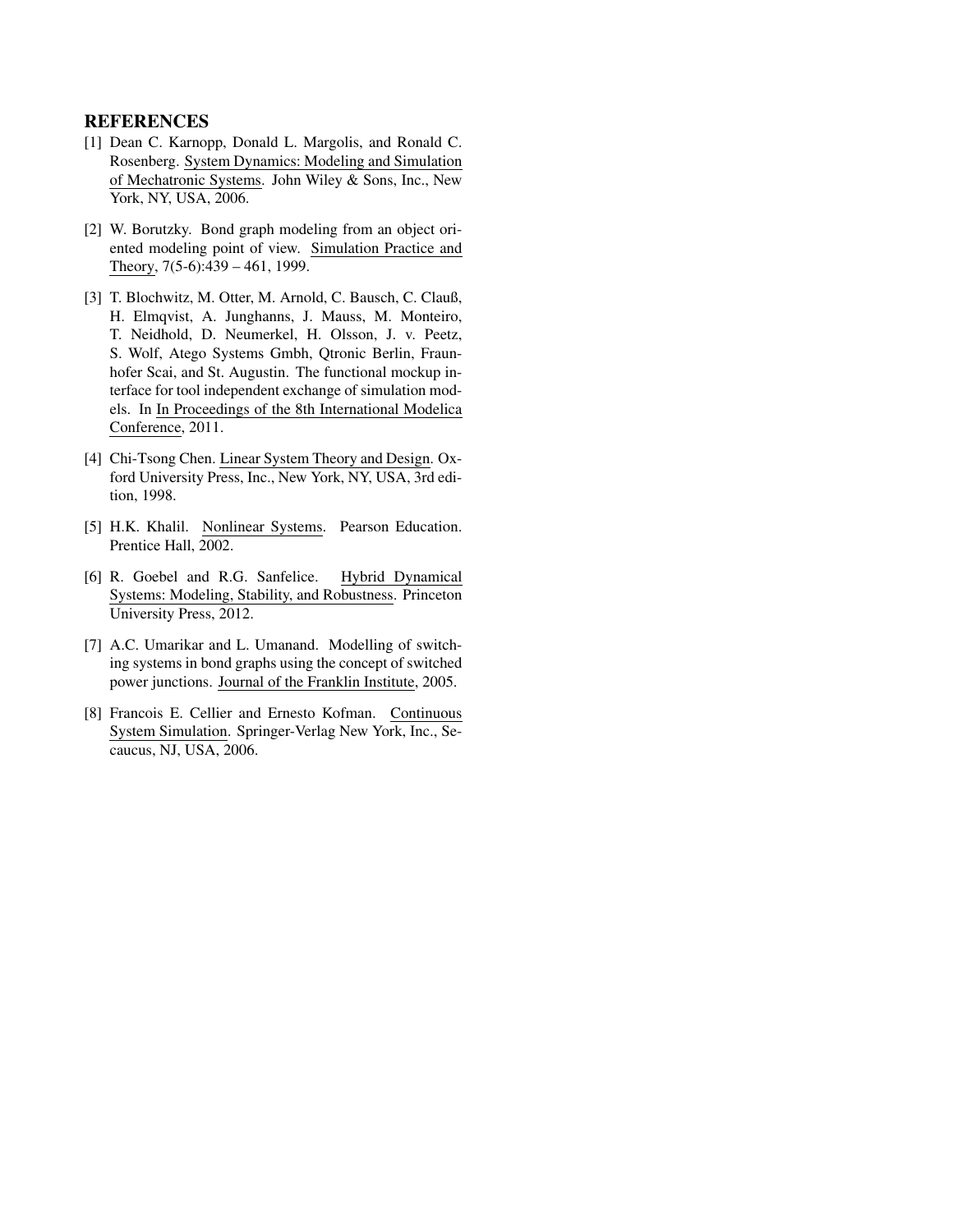## REFERENCES

[1] Dean C. Karnopp, Donald L. Margolis, and Ronald C. Rosenberg. System Dynamics: Modeling and Simulation of Mechatronic Systems. John Wiley & Sons, Inc., New York, NY, USA, 2006.

[2] W. Borutzky. Bond graph modeling from an object oriented modeling point of view. Simulation Practice and Theory, 7(5-6):439 – 461, 1999.

[3] T. Blochwitz, M. Otter, M. Arnold, C. Bausch, C. Clauß, H. Elmqvist, A. Junghanns, J. Mauss, M. Monteiro, T. Neidhold, D. Neumerkel, H. Olsson, J. v. Peetz, S. Wolf, Atego Systems Gmbh, Qtronic Berlin, Fraunhofer Scai, and St. Augustin. The functional mockup interface for tool independent exchange of simulation models. In In Proceedings of the 8th International Modelica Conference, 2011.

[4] Chi-Tsong Chen. Linear System Theory and Design. Oxford University Press, Inc., New York, NY, USA, 3rd edition, 1998.

[5] H.K. Khalil. Nonlinear Systems. Pearson Education. Prentice Hall, 2002.

[6] R. Goebel and R.G. Sanfelice. Hybrid Dynamical Systems: Modeling, Stability, and Robustness. Princeton University Press, 2012.

[7] A.C. Umarikar and L. Umanand. Modelling of switching systems in bond graphs using the concept of switched power junctions. Journal of the Franklin Institute, 2005.

[8] Francois E. Cellier and Ernesto Kofman. Continuous System Simulation. Springer-Verlag New York, Inc., Secaucus, NJ, USA, 2006.